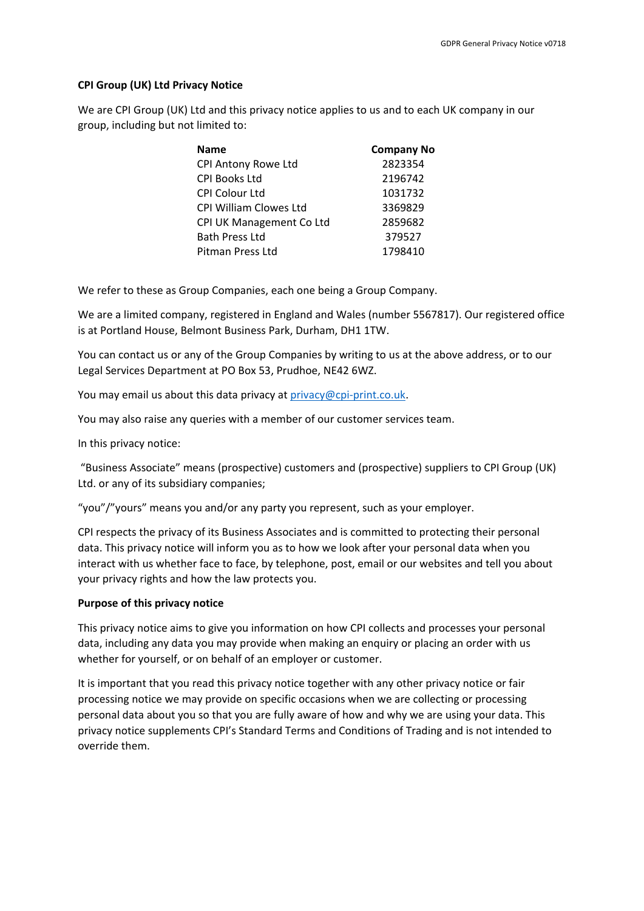**CPI Group (UK) Ltd Privacy Notice**

We are CPI Group (UK) Ltd and this privacy notice applies to us and to each UK company in our group, including but not limited to:

| Name | Company No |
|---|---|
| CPI Antony Rowe Ltd | 2823354 |
| CPI Books Ltd | 2196742 |
| CPI Colour Ltd | 1031732 |
| CPI William Clowes Ltd | 3369829 |
| CPI UK Management Co Ltd | 2859682 |
| Bath Press Ltd | 379527 |
| Pitman Press Ltd | 1798410 |

We refer to these as Group Companies, each one being a Group Company.

We are a limited company, registered in England and Wales (number 5567817). Our registered office is at Portland House, Belmont Business Park, Durham, DH1 1TW.

You can contact us or any of the Group Companies by writing to us at the above address, or to our Legal Services Department at PO Box 53, Prudhoe, NE42 6WZ.

You may email us about this data privacy at privacy@cpi-print.co.uk.

You may also raise any queries with a member of our customer services team.

In this privacy notice:

"Business Associate" means (prospective) customers and (prospective) suppliers to CPI Group (UK) Ltd. or any of its subsidiary companies;

"you"/"yours" means you and/or any party you represent, such as your employer.

CPI respects the privacy of its Business Associates and is committed to protecting their personal data. This privacy notice will inform you as to how we look after your personal data when you interact with us whether face to face, by telephone, post, email or our websites and tell you about your privacy rights and how the law protects you.

**Purpose of this privacy notice**

This privacy notice aims to give you information on how CPI collects and processes your personal data, including any data you may provide when making an enquiry or placing an order with us whether for yourself, or on behalf of an employer or customer.

It is important that you read this privacy notice together with any other privacy notice or fair processing notice we may provide on specific occasions when we are collecting or processing personal data about you so that you are fully aware of how and why we are using your data. This privacy notice supplements CPI's Standard Terms and Conditions of Trading and is not intended to override them.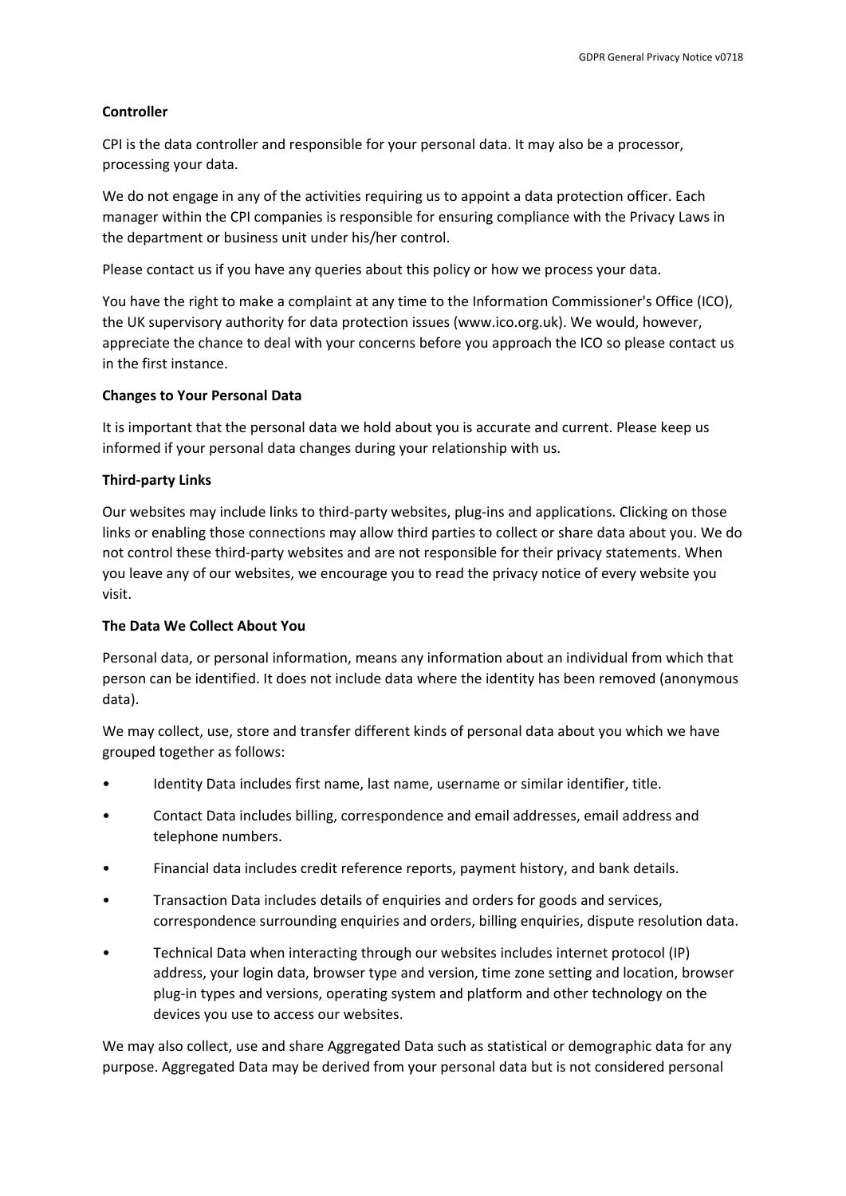**Controller**

CPI is the data controller and responsible for your personal data. It may also be a processor, processing your data.

We do not engage in any of the activities requiring us to appoint a data protection officer. Each manager within the CPI companies is responsible for ensuring compliance with the Privacy Laws in the department or business unit under his/her control.

Please contact us if you have any queries about this policy or how we process your data.

You have the right to make a complaint at any time to the Information Commissioner's Office (ICO), the UK supervisory authority for data protection issues (www.ico.org.uk). We would, however, appreciate the chance to deal with your concerns before you approach the ICO so please contact us in the first instance.

**Changes to Your Personal Data**

It is important that the personal data we hold about you is accurate and current. Please keep us informed if your personal data changes during your relationship with us.

**Third-party Links**

Our websites may include links to third-party websites, plug-ins and applications. Clicking on those links or enabling those connections may allow third parties to collect or share data about you. We do not control these third-party websites and are not responsible for their privacy statements. When you leave any of our websites, we encourage you to read the privacy notice of every website you visit.

**The Data We Collect About You**

Personal data, or personal information, means any information about an individual from which that person can be identified. It does not include data where the identity has been removed (anonymous data).

We may collect, use, store and transfer different kinds of personal data about you which we have grouped together as follows:

- Identity Data includes first name, last name, username or similar identifier, title.
- Contact Data includes billing, correspondence and email addresses, email address and telephone numbers.
- Financial data includes credit reference reports, payment history, and bank details.
- Transaction Data includes details of enquiries and orders for goods and services, correspondence surrounding enquiries and orders, billing enquiries, dispute resolution data.
- Technical Data when interacting through our websites includes internet protocol (IP) address, your login data, browser type and version, time zone setting and location, browser plug-in types and versions, operating system and platform and other technology on the devices you use to access our websites.

We may also collect, use and share Aggregated Data such as statistical or demographic data for any purpose. Aggregated Data may be derived from your personal data but is not considered personal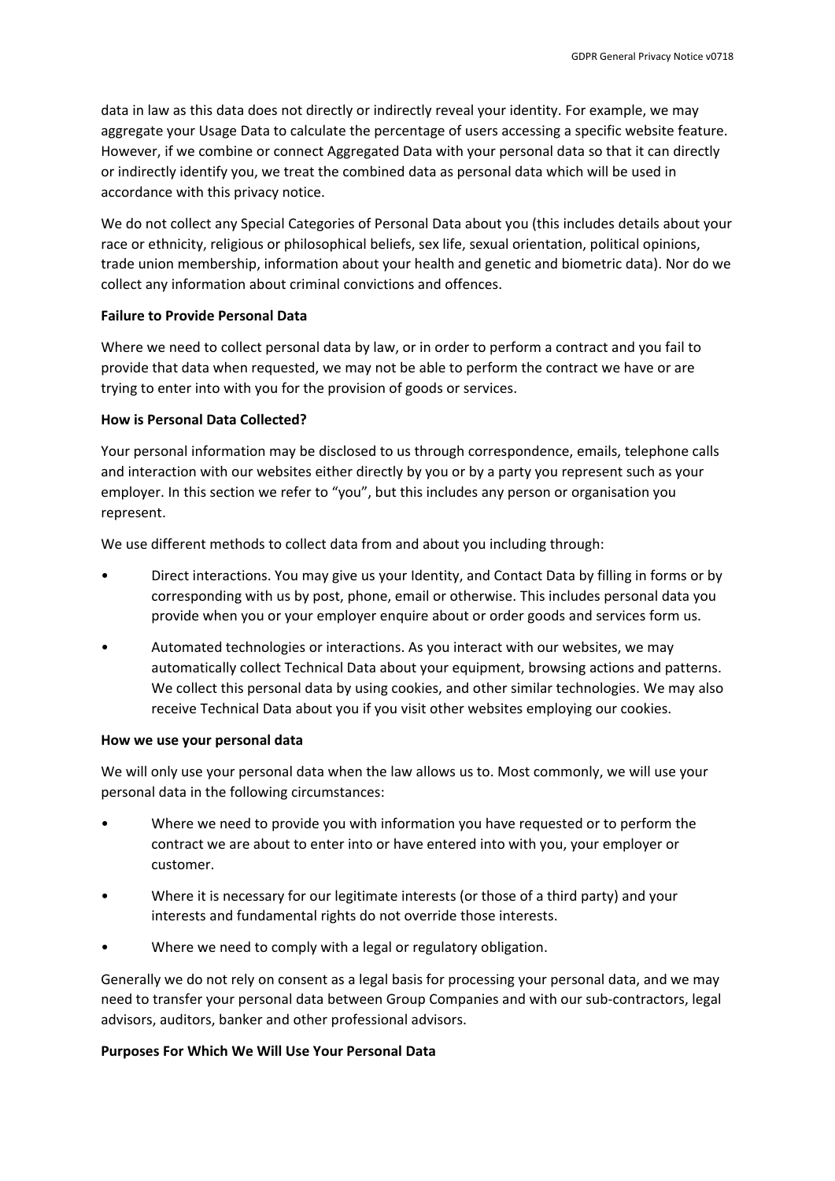data in law as this data does not directly or indirectly reveal your identity. For example, we may aggregate your Usage Data to calculate the percentage of users accessing a specific website feature. However, if we combine or connect Aggregated Data with your personal data so that it can directly or indirectly identify you, we treat the combined data as personal data which will be used in accordance with this privacy notice.

We do not collect any Special Categories of Personal Data about you (this includes details about your race or ethnicity, religious or philosophical beliefs, sex life, sexual orientation, political opinions, trade union membership, information about your health and genetic and biometric data). Nor do we collect any information about criminal convictions and offences.

**Failure to Provide Personal Data**

Where we need to collect personal data by law, or in order to perform a contract and you fail to provide that data when requested, we may not be able to perform the contract we have or are trying to enter into with you for the provision of goods or services.

**How is Personal Data Collected?**

Your personal information may be disclosed to us through correspondence, emails, telephone calls and interaction with our websites either directly by you or by a party you represent such as your employer. In this section we refer to "you", but this includes any person or organisation you represent.

We use different methods to collect data from and about you including through:

- Direct interactions. You may give us your Identity, and Contact Data by filling in forms or by corresponding with us by post, phone, email or otherwise. This includes personal data you provide when you or your employer enquire about or order goods and services form us.
- Automated technologies or interactions. As you interact with our websites, we may automatically collect Technical Data about your equipment, browsing actions and patterns. We collect this personal data by using cookies, and other similar technologies. We may also receive Technical Data about you if you visit other websites employing our cookies.

**How we use your personal data**

We will only use your personal data when the law allows us to. Most commonly, we will use your personal data in the following circumstances:

- Where we need to provide you with information you have requested or to perform the contract we are about to enter into or have entered into with you, your employer or customer.
- Where it is necessary for our legitimate interests (or those of a third party) and your interests and fundamental rights do not override those interests.
- Where we need to comply with a legal or regulatory obligation.

Generally we do not rely on consent as a legal basis for processing your personal data, and we may need to transfer your personal data between Group Companies and with our sub-contractors, legal advisors, auditors, banker and other professional advisors.

**Purposes For Which We Will Use Your Personal Data**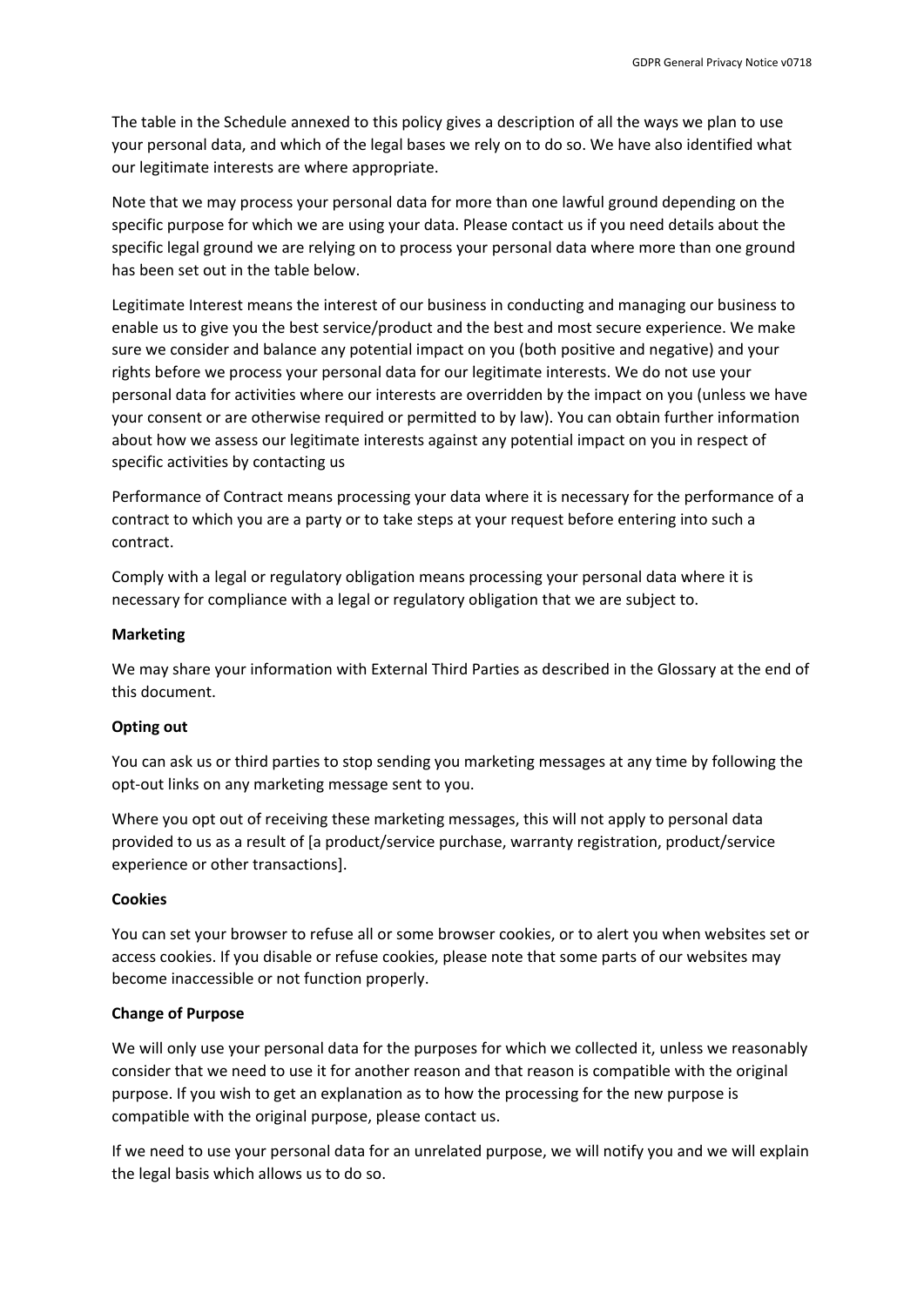The table in the Schedule annexed to this policy gives a description of all the ways we plan to use your personal data, and which of the legal bases we rely on to do so. We have also identified what our legitimate interests are where appropriate.

Note that we may process your personal data for more than one lawful ground depending on the specific purpose for which we are using your data. Please contact us if you need details about the specific legal ground we are relying on to process your personal data where more than one ground has been set out in the table below.

Legitimate Interest means the interest of our business in conducting and managing our business to enable us to give you the best service/product and the best and most secure experience. We make sure we consider and balance any potential impact on you (both positive and negative) and your rights before we process your personal data for our legitimate interests. We do not use your personal data for activities where our interests are overridden by the impact on you (unless we have your consent or are otherwise required or permitted to by law). You can obtain further information about how we assess our legitimate interests against any potential impact on you in respect of specific activities by contacting us

Performance of Contract means processing your data where it is necessary for the performance of a contract to which you are a party or to take steps at your request before entering into such a contract.

Comply with a legal or regulatory obligation means processing your personal data where it is necessary for compliance with a legal or regulatory obligation that we are subject to.

**Marketing**

We may share your information with External Third Parties as described in the Glossary at the end of this document.

**Opting out**

You can ask us or third parties to stop sending you marketing messages at any time by following the opt-out links on any marketing message sent to you.

Where you opt out of receiving these marketing messages, this will not apply to personal data provided to us as a result of [a product/service purchase, warranty registration, product/service experience or other transactions].

**Cookies**

You can set your browser to refuse all or some browser cookies, or to alert you when websites set or access cookies. If you disable or refuse cookies, please note that some parts of our websites may become inaccessible or not function properly.

**Change of Purpose**

We will only use your personal data for the purposes for which we collected it, unless we reasonably consider that we need to use it for another reason and that reason is compatible with the original purpose. If you wish to get an explanation as to how the processing for the new purpose is compatible with the original purpose, please contact us.

If we need to use your personal data for an unrelated purpose, we will notify you and we will explain the legal basis which allows us to do so.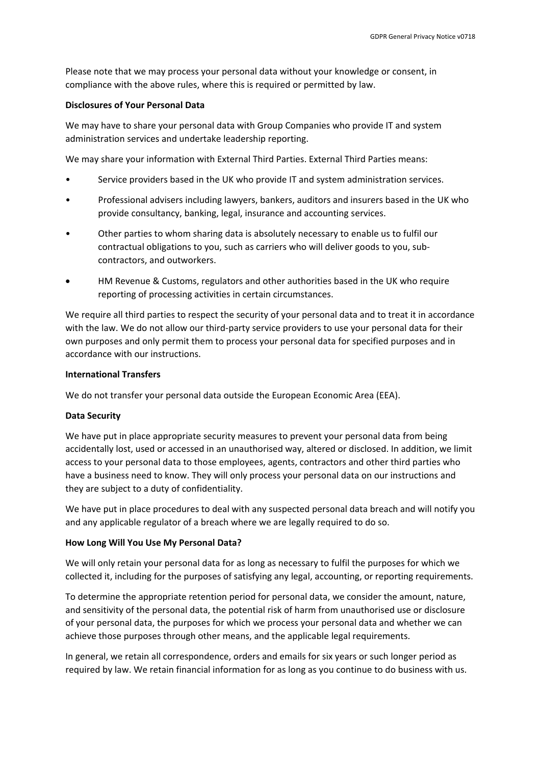Please note that we may process your personal data without your knowledge or consent, in compliance with the above rules, where this is required or permitted by law.

**Disclosures of Your Personal Data**

We may have to share your personal data with Group Companies who provide IT and system administration services and undertake leadership reporting.

We may share your information with External Third Parties. External Third Parties means:

- Service providers based in the UK who provide IT and system administration services.
- Professional advisers including lawyers, bankers, auditors and insurers based in the UK who provide consultancy, banking, legal, insurance and accounting services.
- Other parties to whom sharing data is absolutely necessary to enable us to fulfil our contractual obligations to you, such as carriers who will deliver goods to you, sub-contractors, and outworkers.
- HM Revenue & Customs, regulators and other authorities based in the UK who require reporting of processing activities in certain circumstances.

We require all third parties to respect the security of your personal data and to treat it in accordance with the law. We do not allow our third-party service providers to use your personal data for their own purposes and only permit them to process your personal data for specified purposes and in accordance with our instructions.

**International Transfers**

We do not transfer your personal data outside the European Economic Area (EEA).

**Data Security**

We have put in place appropriate security measures to prevent your personal data from being accidentally lost, used or accessed in an unauthorised way, altered or disclosed. In addition, we limit access to your personal data to those employees, agents, contractors and other third parties who have a business need to know. They will only process your personal data on our instructions and they are subject to a duty of confidentiality.

We have put in place procedures to deal with any suspected personal data breach and will notify you and any applicable regulator of a breach where we are legally required to do so.

**How Long Will You Use My Personal Data?**

We will only retain your personal data for as long as necessary to fulfil the purposes for which we collected it, including for the purposes of satisfying any legal, accounting, or reporting requirements.

To determine the appropriate retention period for personal data, we consider the amount, nature, and sensitivity of the personal data, the potential risk of harm from unauthorised use or disclosure of your personal data, the purposes for which we process your personal data and whether we can achieve those purposes through other means, and the applicable legal requirements.

In general, we retain all correspondence, orders and emails for six years or such longer period as required by law. We retain financial information for as long as you continue to do business with us.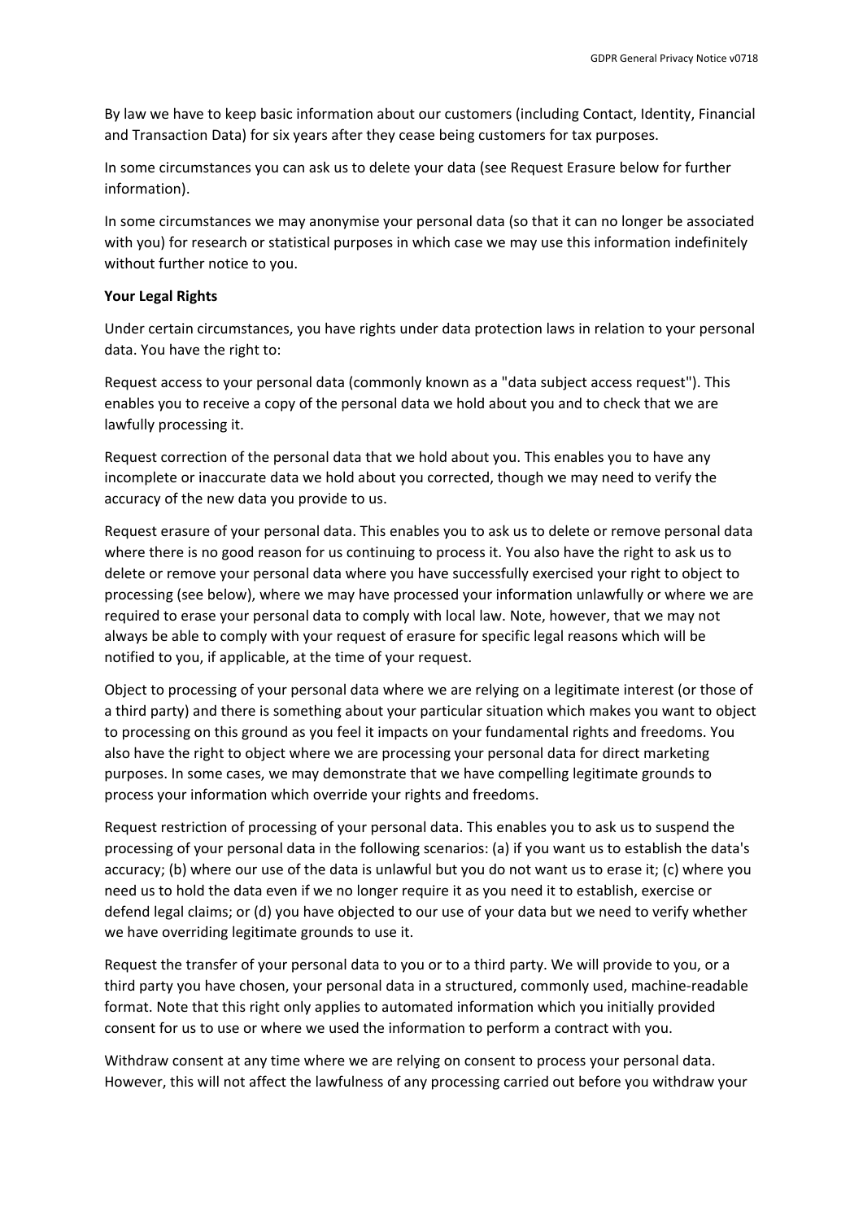By law we have to keep basic information about our customers (including Contact, Identity, Financial and Transaction Data) for six years after they cease being customers for tax purposes.

In some circumstances you can ask us to delete your data (see Request Erasure below for further information).

In some circumstances we may anonymise your personal data (so that it can no longer be associated with you) for research or statistical purposes in which case we may use this information indefinitely without further notice to you.

**Your Legal Rights**

Under certain circumstances, you have rights under data protection laws in relation to your personal data. You have the right to:

Request access to your personal data (commonly known as a "data subject access request"). This enables you to receive a copy of the personal data we hold about you and to check that we are lawfully processing it.

Request correction of the personal data that we hold about you. This enables you to have any incomplete or inaccurate data we hold about you corrected, though we may need to verify the accuracy of the new data you provide to us.

Request erasure of your personal data. This enables you to ask us to delete or remove personal data where there is no good reason for us continuing to process it. You also have the right to ask us to delete or remove your personal data where you have successfully exercised your right to object to processing (see below), where we may have processed your information unlawfully or where we are required to erase your personal data to comply with local law. Note, however, that we may not always be able to comply with your request of erasure for specific legal reasons which will be notified to you, if applicable, at the time of your request.

Object to processing of your personal data where we are relying on a legitimate interest (or those of a third party) and there is something about your particular situation which makes you want to object to processing on this ground as you feel it impacts on your fundamental rights and freedoms. You also have the right to object where we are processing your personal data for direct marketing purposes. In some cases, we may demonstrate that we have compelling legitimate grounds to process your information which override your rights and freedoms.

Request restriction of processing of your personal data. This enables you to ask us to suspend the processing of your personal data in the following scenarios: (a) if you want us to establish the data's accuracy; (b) where our use of the data is unlawful but you do not want us to erase it; (c) where you need us to hold the data even if we no longer require it as you need it to establish, exercise or defend legal claims; or (d) you have objected to our use of your data but we need to verify whether we have overriding legitimate grounds to use it.

Request the transfer of your personal data to you or to a third party. We will provide to you, or a third party you have chosen, your personal data in a structured, commonly used, machine-readable format. Note that this right only applies to automated information which you initially provided consent for us to use or where we used the information to perform a contract with you.

Withdraw consent at any time where we are relying on consent to process your personal data. However, this will not affect the lawfulness of any processing carried out before you withdraw your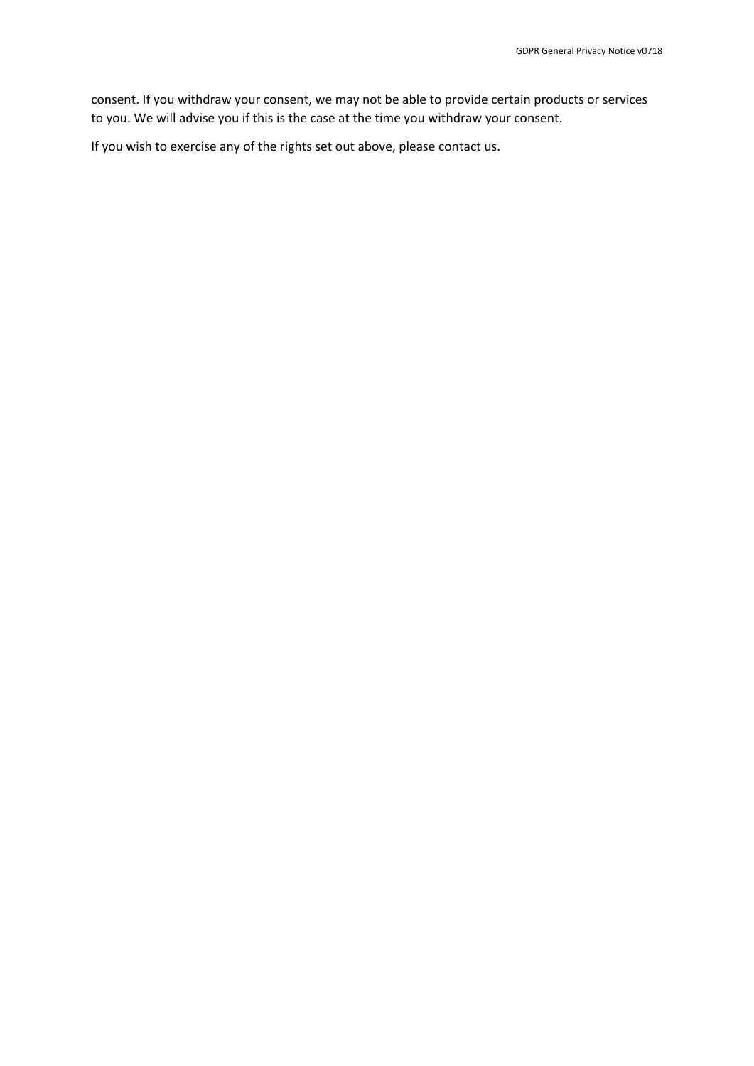consent. If you withdraw your consent, we may not be able to provide certain products or services to you. We will advise you if this is the case at the time you withdraw your consent.

If you wish to exercise any of the rights set out above, please contact us.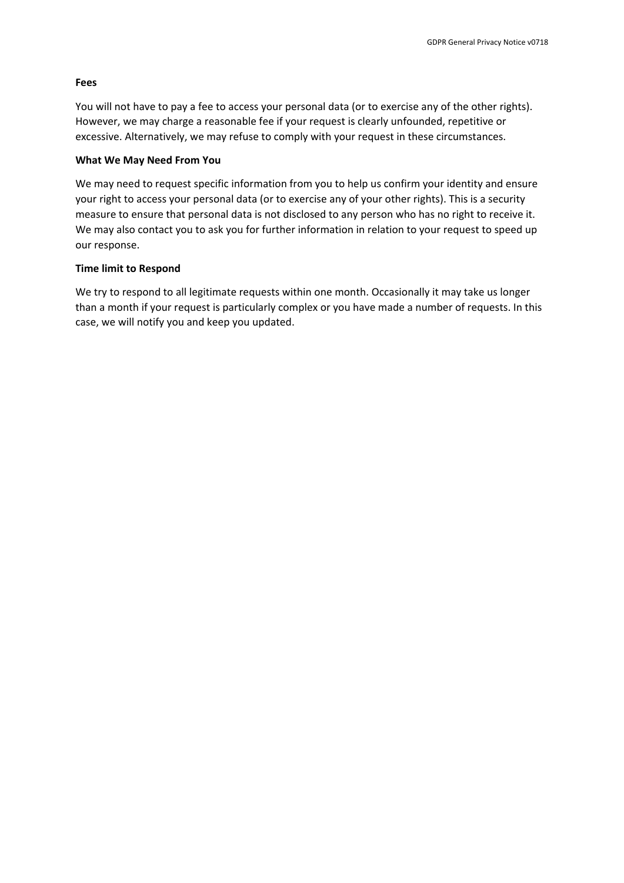**Fees**

You will not have to pay a fee to access your personal data (or to exercise any of the other rights). However, we may charge a reasonable fee if your request is clearly unfounded, repetitive or excessive. Alternatively, we may refuse to comply with your request in these circumstances.

**What We May Need From You**

We may need to request specific information from you to help us confirm your identity and ensure your right to access your personal data (or to exercise any of your other rights). This is a security measure to ensure that personal data is not disclosed to any person who has no right to receive it. We may also contact you to ask you for further information in relation to your request to speed up our response.

**Time limit to Respond**

We try to respond to all legitimate requests within one month. Occasionally it may take us longer than a month if your request is particularly complex or you have made a number of requests. In this case, we will notify you and keep you updated.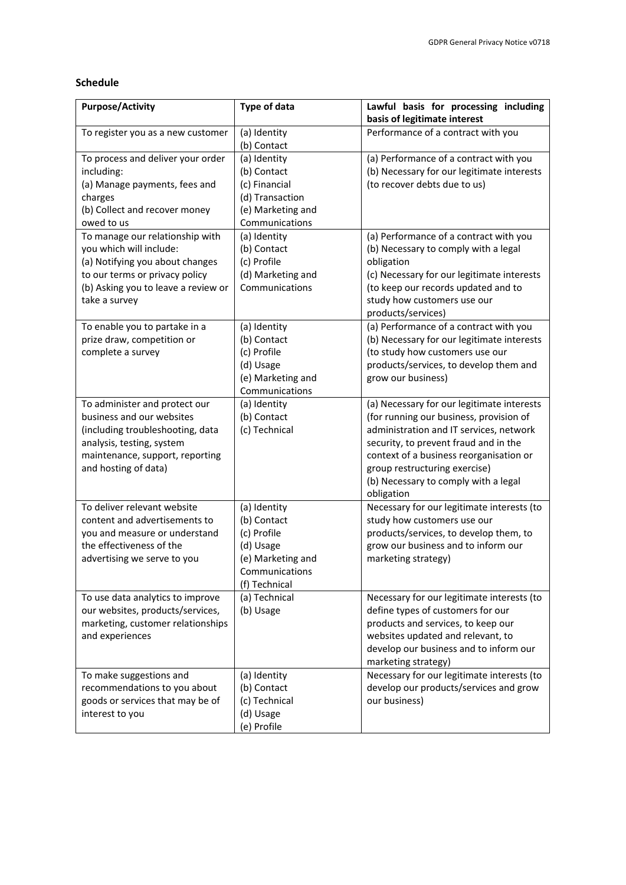## Schedule

| Purpose/Activity | Type of data | Lawful basis for processing including basis of legitimate interest |
|---|---|---|
| To register you as a new customer | (a) Identity<br>(b) Contact | Performance of a contract with you |
| To process and deliver your order including:<br>(a) Manage payments, fees and charges<br>(b) Collect and recover money owed to us | (a) Identity<br>(b) Contact<br>(c) Financial<br>(d) Transaction<br>(e) Marketing and Communications | (a) Performance of a contract with you<br>(b) Necessary for our legitimate interests (to recover debts due to us) |
| To manage our relationship with you which will include:<br>(a) Notifying you about changes to our terms or privacy policy<br>(b) Asking you to leave a review or take a survey | (a) Identity<br>(b) Contact<br>(c) Profile<br>(d) Marketing and Communications | (a) Performance of a contract with you<br>(b) Necessary to comply with a legal obligation<br>(c) Necessary for our legitimate interests (to keep our records updated and to study how customers use our products/services) |
| To enable you to partake in a prize draw, competition or complete a survey | (a) Identity<br>(b) Contact<br>(c) Profile<br>(d) Usage<br>(e) Marketing and Communications | (a) Performance of a contract with you<br>(b) Necessary for our legitimate interests (to study how customers use our products/services, to develop them and grow our business) |
| To administer and protect our business and our websites (including troubleshooting, data analysis, testing, system maintenance, support, reporting and hosting of data) | (a) Identity<br>(b) Contact<br>(c) Technical | (a) Necessary for our legitimate interests (for running our business, provision of administration and IT services, network security, to prevent fraud and in the context of a business reorganisation or group restructuring exercise)<br>(b) Necessary to comply with a legal obligation |
| To deliver relevant website content and advertisements to you and measure or understand the effectiveness of the advertising we serve to you | (a) Identity<br>(b) Contact<br>(c) Profile<br>(d) Usage<br>(e) Marketing and Communications<br>(f) Technical | Necessary for our legitimate interests (to study how customers use our products/services, to develop them, to grow our business and to inform our marketing strategy) |
| To use data analytics to improve our websites, products/services, marketing, customer relationships and experiences | (a) Technical<br>(b) Usage | Necessary for our legitimate interests (to define types of customers for our products and services, to keep our websites updated and relevant, to develop our business and to inform our marketing strategy) |
| To make suggestions and recommendations to you about goods or services that may be of interest to you | (a) Identity<br>(b) Contact<br>(c) Technical<br>(d) Usage<br>(e) Profile | Necessary for our legitimate interests (to develop our products/services and grow our business) |